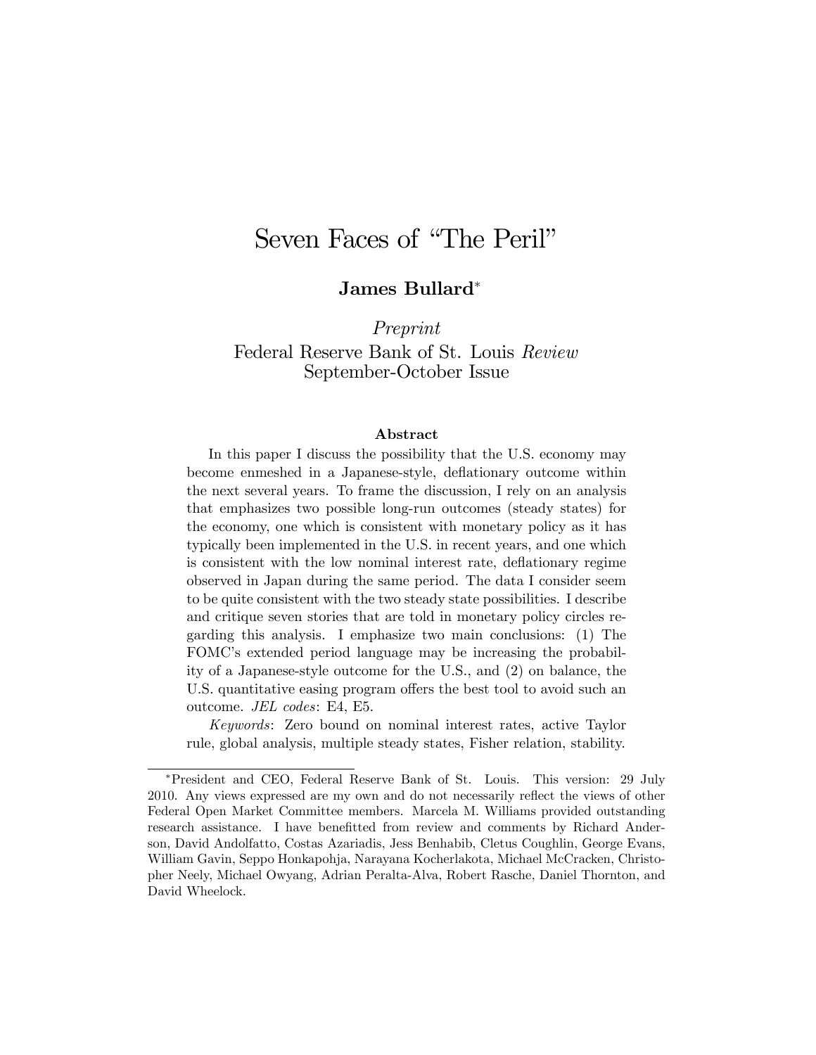# Seven Faces of "The Peril"

**James Bullard**[*]

*Preprint*

Federal Reserve Bank of St. Louis *Review*
September-October Issue

### Abstract

In this paper I discuss the possibility that the U.S. economy may become enmeshed in a Japanese-style, deflationary outcome within the next several years. To frame the discussion, I rely on an analysis that emphasizes two possible long-run outcomes (steady states) for the economy, one which is consistent with monetary policy as it has typically been implemented in the U.S. in recent years, and one which is consistent with the low nominal interest rate, deflationary regime observed in Japan during the same period. The data I consider seem to be quite consistent with the two steady state possibilities. I describe and critique seven stories that are told in monetary policy circles regarding this analysis. I emphasize two main conclusions: (1) The FOMC's extended period language may be increasing the probability of a Japanese-style outcome for the U.S., and (2) on balance, the U.S. quantitative easing program offers the best tool to avoid such an outcome. *JEL codes*: E4, E5.

*Keywords*: Zero bound on nominal interest rates, active Taylor rule, global analysis, multiple steady states, Fisher relation, stability.

---

[*] President and CEO, Federal Reserve Bank of St. Louis. This version: 29 July 2010. Any views expressed are my own and do not necessarily reflect the views of other Federal Open Market Committee members. Marcela M. Williams provided outstanding research assistance. I have benefitted from review and comments by Richard Anderson, David Andolfatto, Costas Azariadis, Jess Benhabib, Cletus Coughlin, George Evans, William Gavin, Seppo Honkapohja, Narayana Kocherlakota, Michael McCracken, Christopher Neely, Michael Owyang, Adrian Peralta-Alva, Robert Rasche, Daniel Thornton, and David Wheelock.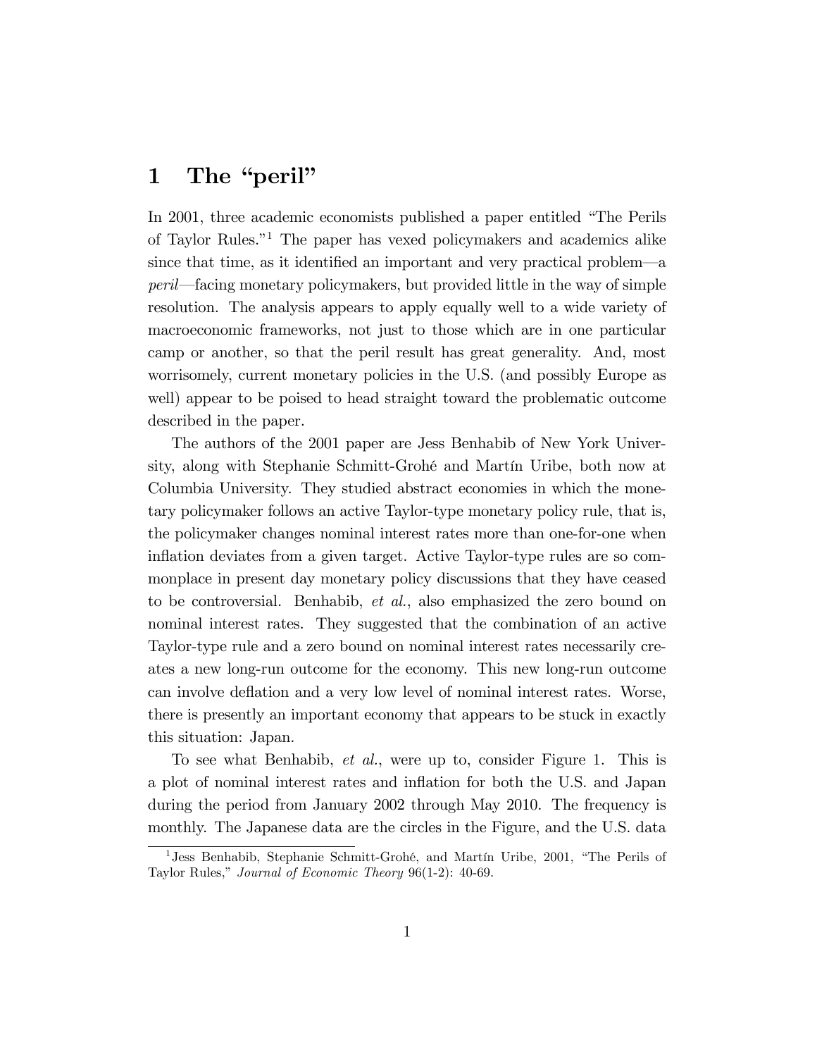# 1 The "peril"

In 2001, three academic economists published a paper entitled "The Perils of Taylor Rules."[1] The paper has vexed policymakers and academics alike since that time, as it identified an important and very practical problem—a *peril*—facing monetary policymakers, but provided little in the way of simple resolution. The analysis appears to apply equally well to a wide variety of macroeconomic frameworks, not just to those which are in one particular camp or another, so that the peril result has great generality. And, most worrisomely, current monetary policies in the U.S. (and possibly Europe as well) appear to be poised to head straight toward the problematic outcome described in the paper.

The authors of the 2001 paper are Jess Benhabib of New York University, along with Stephanie Schmitt-Grohé and Martín Uribe, both now at Columbia University. They studied abstract economies in which the monetary policymaker follows an active Taylor-type monetary policy rule, that is, the policymaker changes nominal interest rates more than one-for-one when inflation deviates from a given target. Active Taylor-type rules are so commonplace in present day monetary policy discussions that they have ceased to be controversial. Benhabib, *et al.*, also emphasized the zero bound on nominal interest rates. They suggested that the combination of an active Taylor-type rule and a zero bound on nominal interest rates necessarily creates a new long-run outcome for the economy. This new long-run outcome can involve deflation and a very low level of nominal interest rates. Worse, there is presently an important economy that appears to be stuck in exactly this situation: Japan.

To see what Benhabib, *et al.*, were up to, consider Figure 1. This is a plot of nominal interest rates and inflation for both the U.S. and Japan during the period from January 2002 through May 2010. The frequency is monthly. The Japanese data are the circles in the Figure, and the U.S. data

[1] Jess Benhabib, Stephanie Schmitt-Grohé, and Martín Uribe, 2001, "The Perils of Taylor Rules," *Journal of Economic Theory* 96(1-2): 40-69.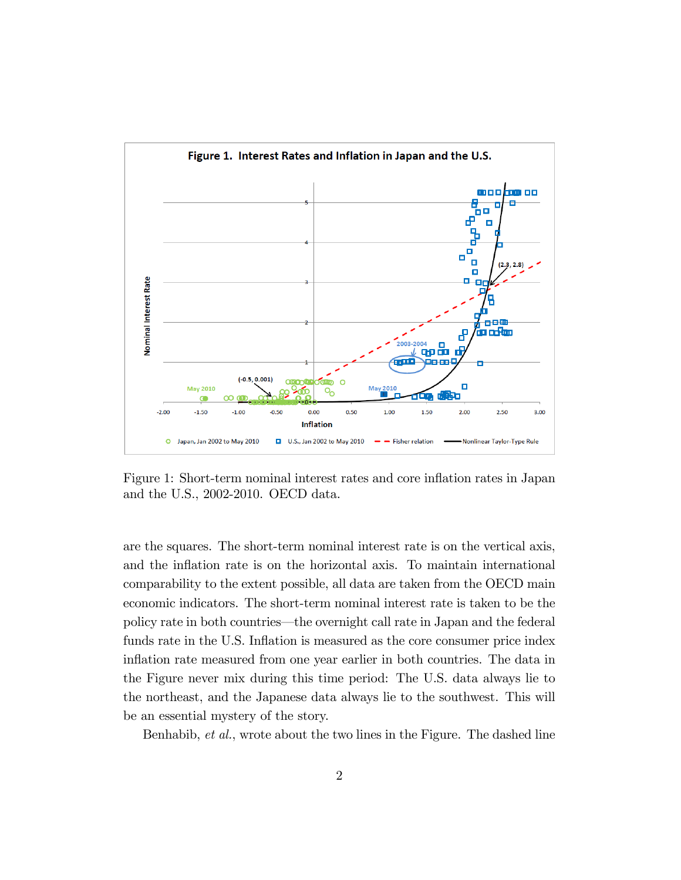Figure 1. Interest Rates and Inflation in Japan and the U.S.

Nominal Interest Rate

5
4
3
2
1
0

-2.00 -1.50 -1.00 -0.50 0.00 0.50 1.00 1.50 2.00 2.50 3.00

Inflation

(2.3, 2.8)

2003-2004

(-0.5, 0.001)

May 2010

May 2010

Japan, Jan 2002 to May 2010

U.S., Jan 2002 to May 2010

Fisher relation

Nonlinear Taylor-Type Rule

Figure 1: Short-term nominal interest rates and core inflation rates in Japan and the U.S., 2002-2010. OECD data.

are the squares. The short-term nominal interest rate is on the vertical axis, and the inflation rate is on the horizontal axis. To maintain international comparability to the extent possible, all data are taken from the OECD main economic indicators. The short-term nominal interest rate is taken to be the policy rate in both countries—the overnight call rate in Japan and the federal funds rate in the U.S. Inflation is measured as the core consumer price index inflation rate measured from one year earlier in both countries. The data in the Figure never mix during this time period: The U.S. data always lie to the northeast, and the Japanese data always lie to the southwest. This will be an essential mystery of the story.

Benhabib, *et al.*, wrote about the two lines in the Figure. The dashed line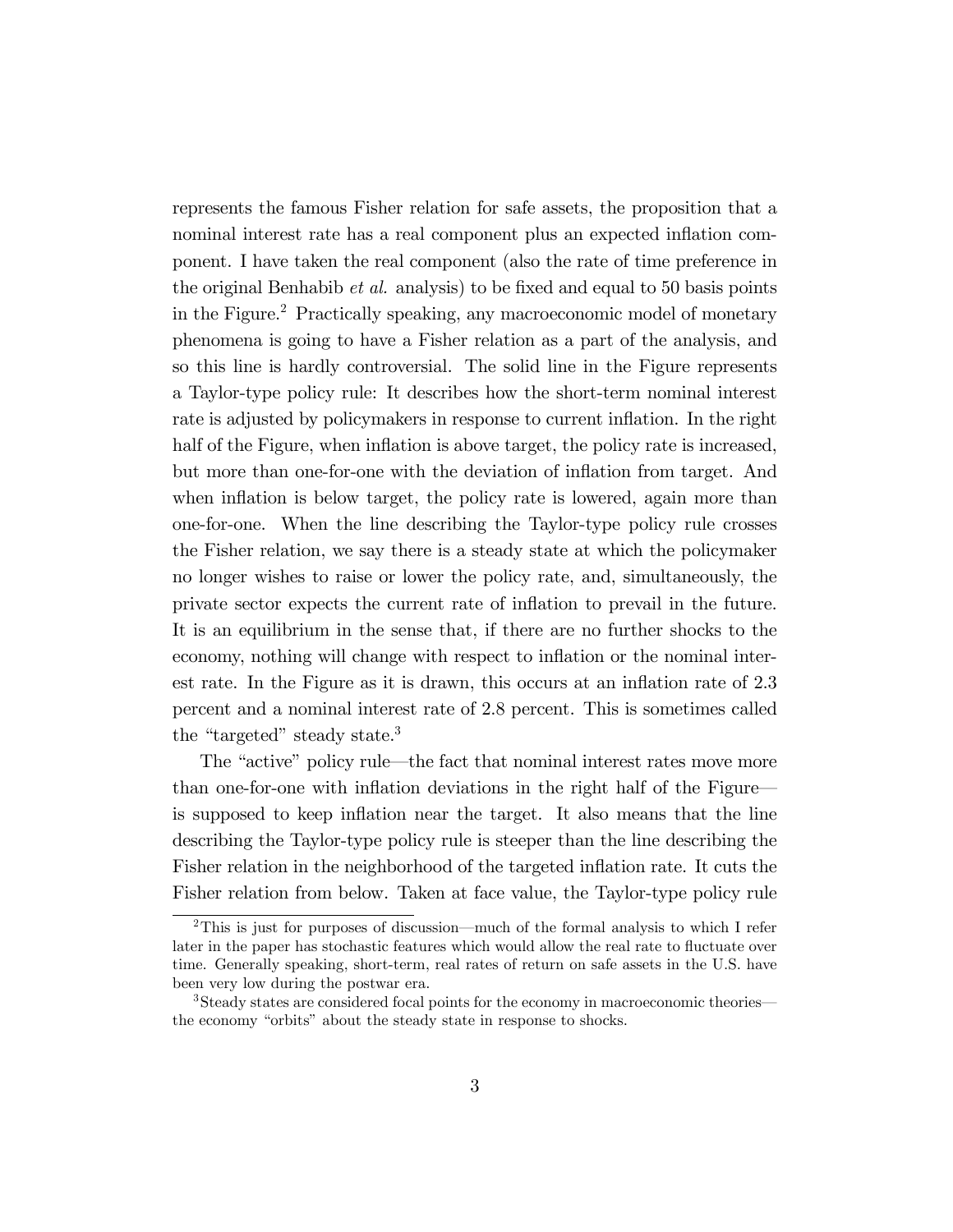represents the famous Fisher relation for safe assets, the proposition that a nominal interest rate has a real component plus an expected inflation component. I have taken the real component (also the rate of time preference in the original Benhabib *et al.* analysis) to be fixed and equal to 50 basis points in the Figure.[2] Practically speaking, any macroeconomic model of monetary phenomena is going to have a Fisher relation as a part of the analysis, and so this line is hardly controversial. The solid line in the Figure represents a Taylor-type policy rule: It describes how the short-term nominal interest rate is adjusted by policymakers in response to current inflation. In the right half of the Figure, when inflation is above target, the policy rate is increased, but more than one-for-one with the deviation of inflation from target. And when inflation is below target, the policy rate is lowered, again more than one-for-one. When the line describing the Taylor-type policy rule crosses the Fisher relation, we say there is a steady state at which the policymaker no longer wishes to raise or lower the policy rate, and, simultaneously, the private sector expects the current rate of inflation to prevail in the future. It is an equilibrium in the sense that, if there are no further shocks to the economy, nothing will change with respect to inflation or the nominal interest rate. In the Figure as it is drawn, this occurs at an inflation rate of 2.3 percent and a nominal interest rate of 2.8 percent. This is sometimes called the "targeted" steady state.[3]

The "active" policy rule—the fact that nominal interest rates move more than one-for-one with inflation deviations in the right half of the Figure—is supposed to keep inflation near the target. It also means that the line describing the Taylor-type policy rule is steeper than the line describing the Fisher relation in the neighborhood of the targeted inflation rate. It cuts the Fisher relation from below. Taken at face value, the Taylor-type policy rule

[2] This is just for purposes of discussion—much of the formal analysis to which I refer later in the paper has stochastic features which would allow the real rate to fluctuate over time. Generally speaking, short-term, real rates of return on safe assets in the U.S. have been very low during the postwar era.

[3] Steady states are considered focal points for the economy in macroeconomic theories—the economy "orbits" about the steady state in response to shocks.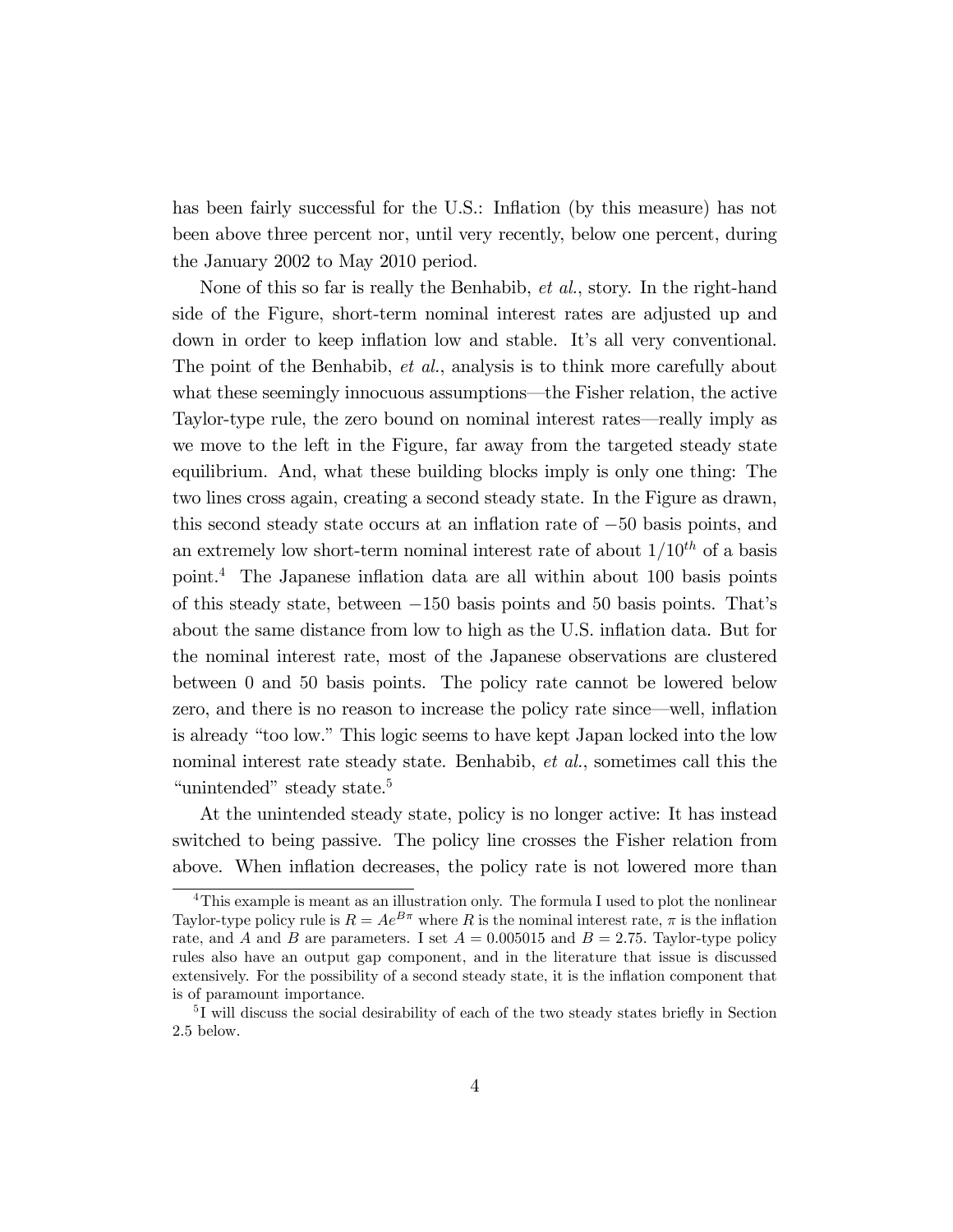has been fairly successful for the U.S.: Inflation (by this measure) has not been above three percent nor, until very recently, below one percent, during the January 2002 to May 2010 period.

None of this so far is really the Benhabib, *et al.*, story. In the right-hand side of the Figure, short-term nominal interest rates are adjusted up and down in order to keep inflation low and stable. It's all very conventional. The point of the Benhabib, *et al.*, analysis is to think more carefully about what these seemingly innocuous assumptions—the Fisher relation, the active Taylor-type rule, the zero bound on nominal interest rates—really imply as we move to the left in the Figure, far away from the targeted steady state equilibrium. And, what these building blocks imply is only one thing: The two lines cross again, creating a second steady state. In the Figure as drawn, this second steady state occurs at an inflation rate of $-50$ basis points, and an extremely low short-term nominal interest rate of about $1/10^{th}$ of a basis point.[4] The Japanese inflation data are all within about 100 basis points of this steady state, between $-150$ basis points and 50 basis points. That's about the same distance from low to high as the U.S. inflation data. But for the nominal interest rate, most of the Japanese observations are clustered between 0 and 50 basis points. The policy rate cannot be lowered below zero, and there is no reason to increase the policy rate since—well, inflation is already "too low." This logic seems to have kept Japan locked into the low nominal interest rate steady state. Benhabib, *et al.*, sometimes call this the "unintended" steady state.[5]

At the unintended steady state, policy is no longer active: It has instead switched to being passive. The policy line crosses the Fisher relation from above. When inflation decreases, the policy rate is not lowered more than

[4] This example is meant as an illustration only. The formula I used to plot the nonlinear Taylor-type policy rule is $R = Ae^{B\pi}$ where $R$ is the nominal interest rate, $\pi$ is the inflation rate, and $A$ and $B$ are parameters. I set $A = 0.005015$ and $B = 2.75$. Taylor-type policy rules also have an output gap component, and in the literature that issue is discussed extensively. For the possibility of a second steady state, it is the inflation component that is of paramount importance.

[5] I will discuss the social desirability of each of the two steady states briefly in Section 2.5 below.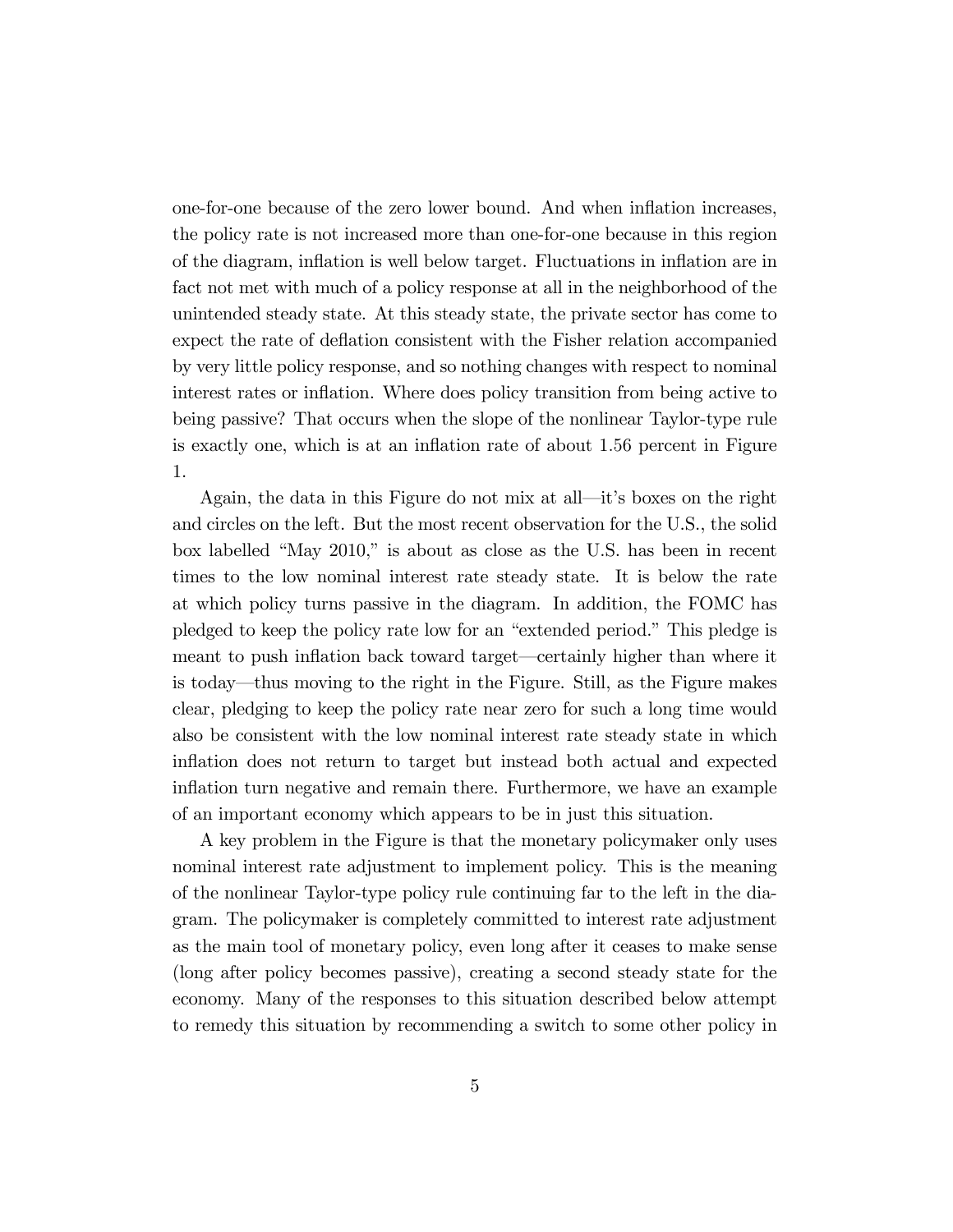one-for-one because of the zero lower bound. And when inflation increases, the policy rate is not increased more than one-for-one because in this region of the diagram, inflation is well below target. Fluctuations in inflation are in fact not met with much of a policy response at all in the neighborhood of the unintended steady state. At this steady state, the private sector has come to expect the rate of deflation consistent with the Fisher relation accompanied by very little policy response, and so nothing changes with respect to nominal interest rates or inflation. Where does policy transition from being active to being passive? That occurs when the slope of the nonlinear Taylor-type rule is exactly one, which is at an inflation rate of about 1.56 percent in Figure 1.

Again, the data in this Figure do not mix at all—it's boxes on the right and circles on the left. But the most recent observation for the U.S., the solid box labelled "May 2010," is about as close as the U.S. has been in recent times to the low nominal interest rate steady state. It is below the rate at which policy turns passive in the diagram. In addition, the FOMC has pledged to keep the policy rate low for an "extended period." This pledge is meant to push inflation back toward target—certainly higher than where it is today—thus moving to the right in the Figure. Still, as the Figure makes clear, pledging to keep the policy rate near zero for such a long time would also be consistent with the low nominal interest rate steady state in which inflation does not return to target but instead both actual and expected inflation turn negative and remain there. Furthermore, we have an example of an important economy which appears to be in just this situation.

A key problem in the Figure is that the monetary policymaker only uses nominal interest rate adjustment to implement policy. This is the meaning of the nonlinear Taylor-type policy rule continuing far to the left in the diagram. The policymaker is completely committed to interest rate adjustment as the main tool of monetary policy, even long after it ceases to make sense (long after policy becomes passive), creating a second steady state for the economy. Many of the responses to this situation described below attempt to remedy this situation by recommending a switch to some other policy in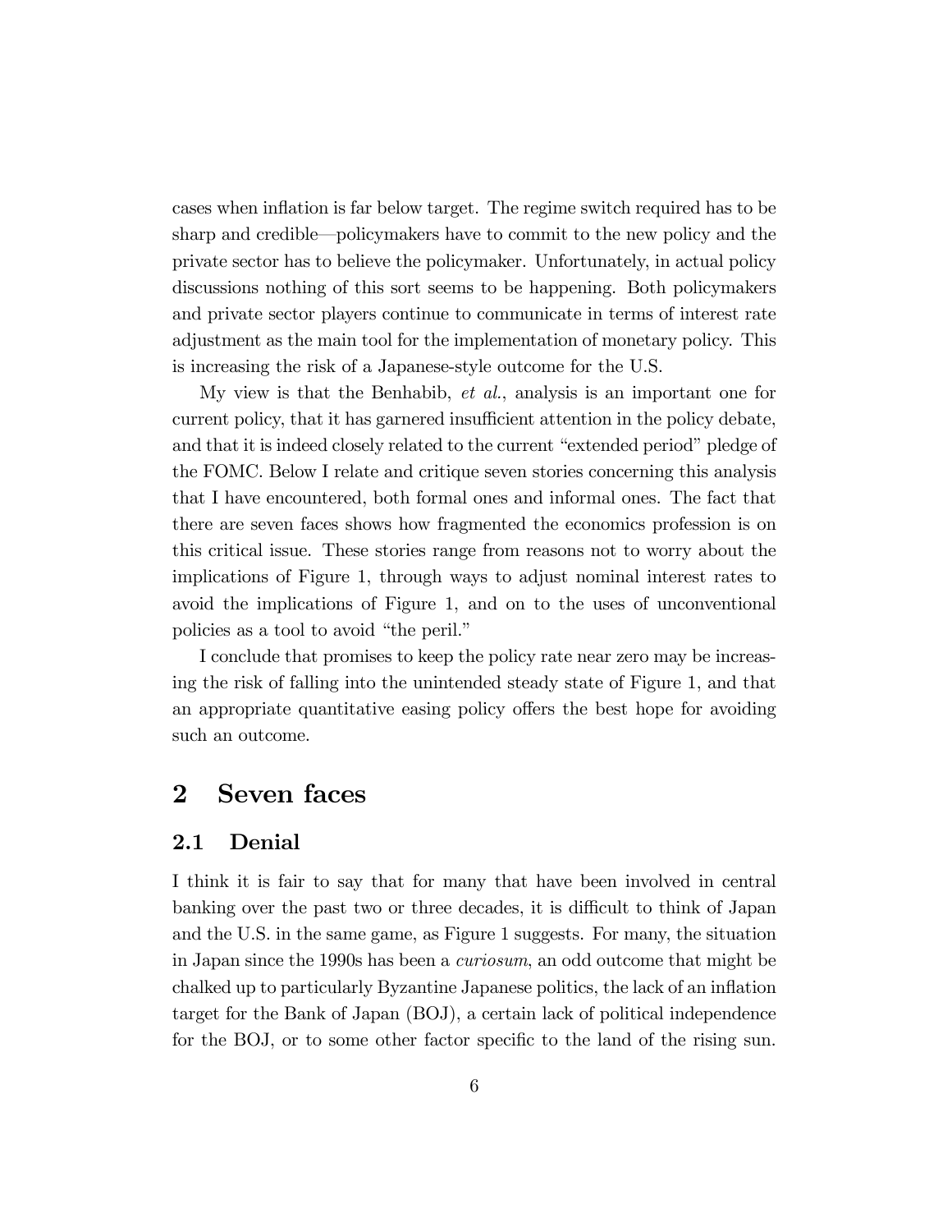cases when inflation is far below target. The regime switch required has to be sharp and credible—policymakers have to commit to the new policy and the private sector has to believe the policymaker. Unfortunately, in actual policy discussions nothing of this sort seems to be happening. Both policymakers and private sector players continue to communicate in terms of interest rate adjustment as the main tool for the implementation of monetary policy. This is increasing the risk of a Japanese-style outcome for the U.S.

My view is that the Benhabib, *et al.*, analysis is an important one for current policy, that it has garnered insufficient attention in the policy debate, and that it is indeed closely related to the current "extended period" pledge of the FOMC. Below I relate and critique seven stories concerning this analysis that I have encountered, both formal ones and informal ones. The fact that there are seven faces shows how fragmented the economics profession is on this critical issue. These stories range from reasons not to worry about the implications of Figure 1, through ways to adjust nominal interest rates to avoid the implications of Figure 1, and on to the uses of unconventional policies as a tool to avoid "the peril."

I conclude that promises to keep the policy rate near zero may be increasing the risk of falling into the unintended steady state of Figure 1, and that an appropriate quantitative easing policy offers the best hope for avoiding such an outcome.

## 2 Seven faces

### 2.1 Denial

I think it is fair to say that for many that have been involved in central banking over the past two or three decades, it is difficult to think of Japan and the U.S. in the same game, as Figure 1 suggests. For many, the situation in Japan since the 1990s has been a *curiosum*, an odd outcome that might be chalked up to particularly Byzantine Japanese politics, the lack of an inflation target for the Bank of Japan (BOJ), a certain lack of political independence for the BOJ, or to some other factor specific to the land of the rising sun.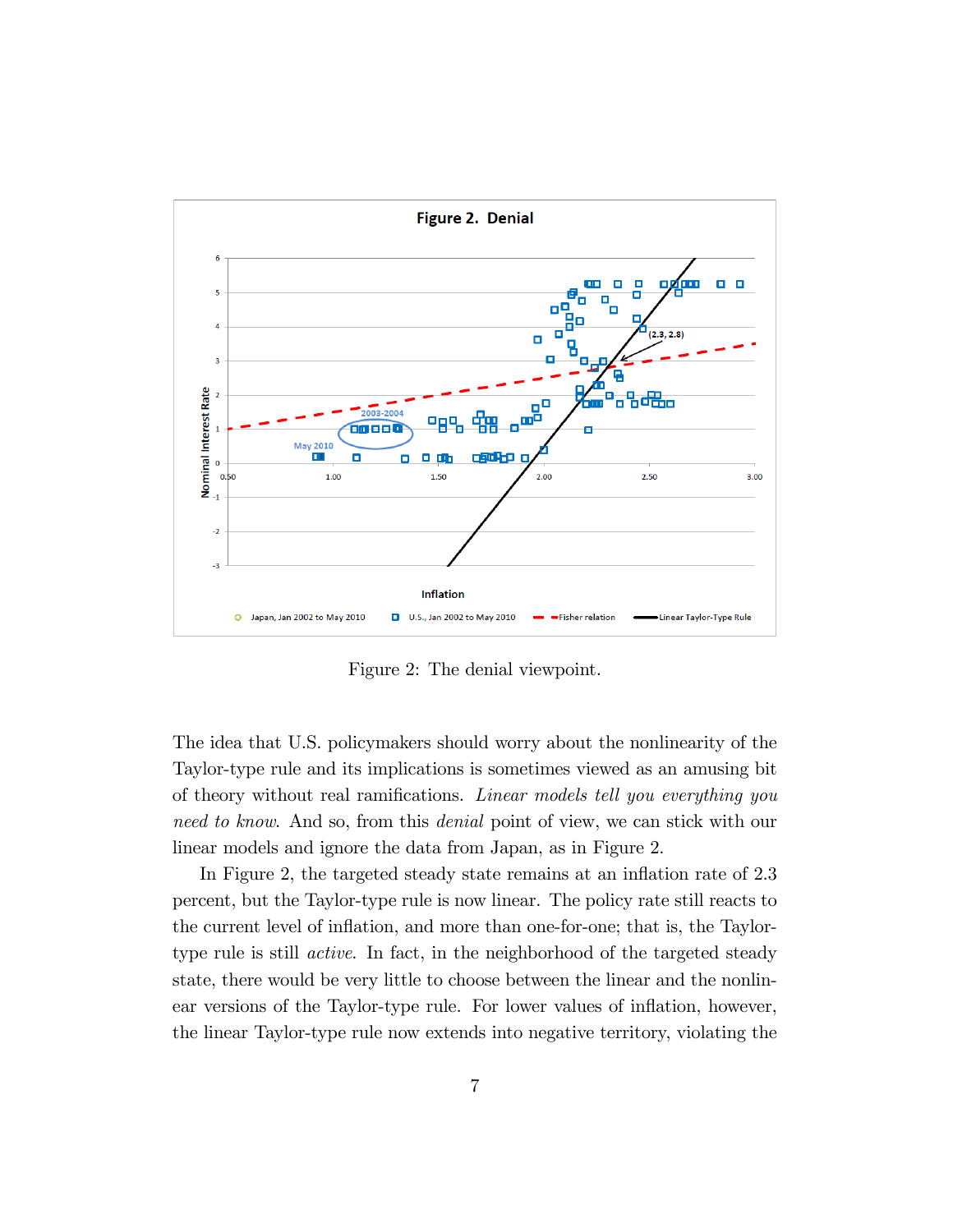**Figure 2. Denial**

Nominal Interest Rate

6
5
4
3
2
1
0
-1
-2
-3

0.50
1.00
1.50
2.00
2.50
3.00

Inflation

2003-2004

May 2010

(2.3, 2.8)

Japan, Jan 2002 to May 2010
U.S., Jan 2002 to May 2010
Fisher relation
Linear Taylor-Type Rule

Figure 2: The denial viewpoint.

The idea that U.S. policymakers should worry about the nonlinearity of the Taylor-type rule and its implications is sometimes viewed as an amusing bit of theory without real ramifications. *Linear models tell you everything you need to know*. And so, from this *denial* point of view, we can stick with our linear models and ignore the data from Japan, as in Figure 2.

In Figure 2, the targeted steady state remains at an inflation rate of 2.3 percent, but the Taylor-type rule is now linear. The policy rate still reacts to the current level of inflation, and more than one-for-one; that is, the Taylor-type rule is still *active*. In fact, in the neighborhood of the targeted steady state, there would be very little to choose between the linear and the nonlinear versions of the Taylor-type rule. For lower values of inflation, however, the linear Taylor-type rule now extends into negative territory, violating the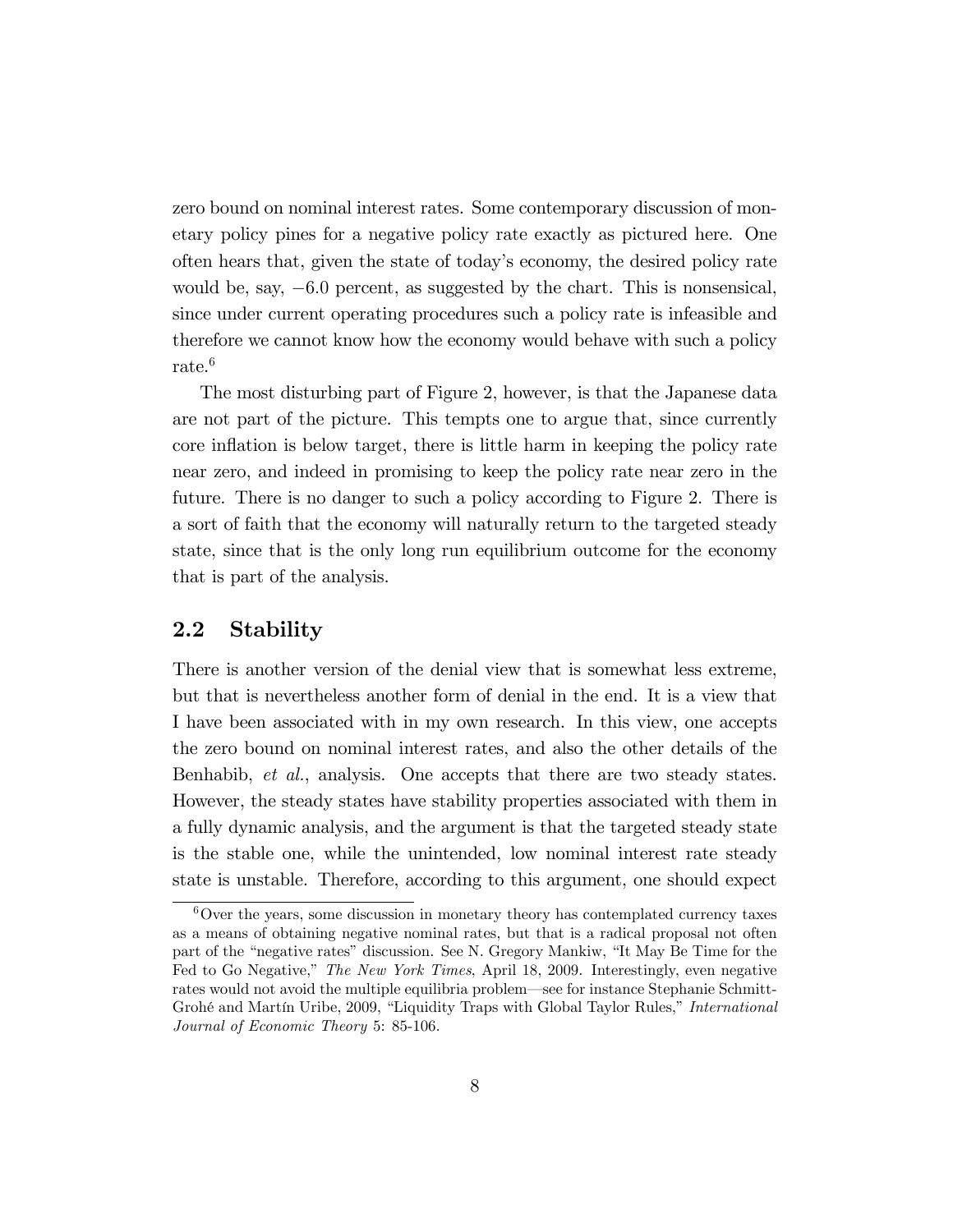zero bound on nominal interest rates. Some contemporary discussion of monetary policy pines for a negative policy rate exactly as pictured here. One often hears that, given the state of today's economy, the desired policy rate would be, say, $-6.0$ percent, as suggested by the chart. This is nonsensical, since under current operating procedures such a policy rate is infeasible and therefore we cannot know how the economy would behave with such a policy rate.[6]

The most disturbing part of Figure 2, however, is that the Japanese data are not part of the picture. This tempts one to argue that, since currently core inflation is below target, there is little harm in keeping the policy rate near zero, and indeed in promising to keep the policy rate near zero in the future. There is no danger to such a policy according to Figure 2. There is a sort of faith that the economy will naturally return to the targeted steady state, since that is the only long run equilibrium outcome for the economy that is part of the analysis.

## 2.2 Stability

There is another version of the denial view that is somewhat less extreme, but that is nevertheless another form of denial in the end. It is a view that I have been associated with in my own research. In this view, one accepts the zero bound on nominal interest rates, and also the other details of the Benhabib, *et al.*, analysis. One accepts that there are two steady states. However, the steady states have stability properties associated with them in a fully dynamic analysis, and the argument is that the targeted steady state is the stable one, while the unintended, low nominal interest rate steady state is unstable. Therefore, according to this argument, one should expect

[6] Over the years, some discussion in monetary theory has contemplated currency taxes as a means of obtaining negative nominal rates, but that is a radical proposal not often part of the "negative rates" discussion. See N. Gregory Mankiw, "It May Be Time for the Fed to Go Negative," *The New York Times*, April 18, 2009. Interestingly, even negative rates would not avoid the multiple equilibria problem—see for instance Stephanie Schmitt-Grohé and Martín Uribe, 2009, "Liquidity Traps with Global Taylor Rules," *International Journal of Economic Theory* 5: 85-106.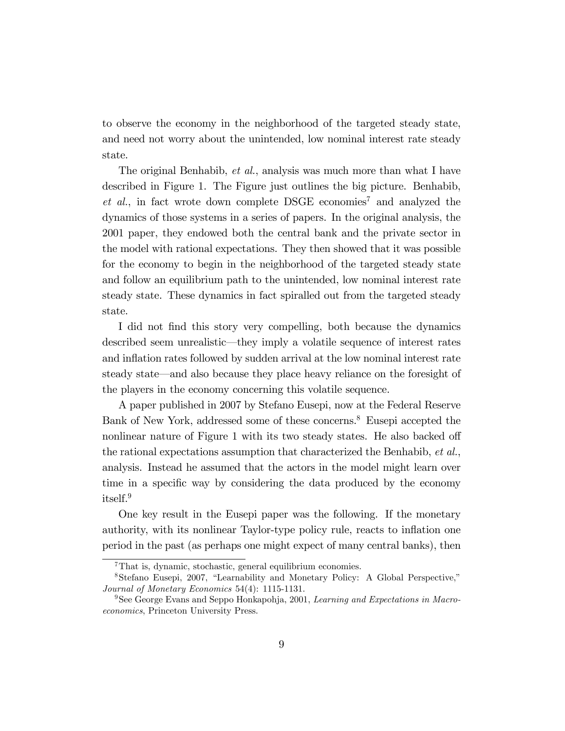to observe the economy in the neighborhood of the targeted steady state, and need not worry about the unintended, low nominal interest rate steady state.

The original Benhabib, *et al.*, analysis was much more than what I have described in Figure 1. The Figure just outlines the big picture. Benhabib, *et al.*, in fact wrote down complete DSGE economies[7] and analyzed the dynamics of those systems in a series of papers. In the original analysis, the 2001 paper, they endowed both the central bank and the private sector in the model with rational expectations. They then showed that it was possible for the economy to begin in the neighborhood of the targeted steady state and follow an equilibrium path to the unintended, low nominal interest rate steady state. These dynamics in fact spiralled out from the targeted steady state.

I did not find this story very compelling, both because the dynamics described seem unrealistic—they imply a volatile sequence of interest rates and inflation rates followed by sudden arrival at the low nominal interest rate steady state—and also because they place heavy reliance on the foresight of the players in the economy concerning this volatile sequence.

A paper published in 2007 by Stefano Eusepi, now at the Federal Reserve Bank of New York, addressed some of these concerns.[8] Eusepi accepted the nonlinear nature of Figure 1 with its two steady states. He also backed off the rational expectations assumption that characterized the Benhabib, *et al.*, analysis. Instead he assumed that the actors in the model might learn over time in a specific way by considering the data produced by the economy itself.[9]

One key result in the Eusepi paper was the following. If the monetary authority, with its nonlinear Taylor-type policy rule, reacts to inflation one period in the past (as perhaps one might expect of many central banks), then

[7] That is, dynamic, stochastic, general equilibrium economies.

[8] Stefano Eusepi, 2007, "Learnability and Monetary Policy: A Global Perspective," *Journal of Monetary Economics* 54(4): 1115-1131.

[9] See George Evans and Seppo Honkapohja, 2001, *Learning and Expectations in Macroeconomics*, Princeton University Press.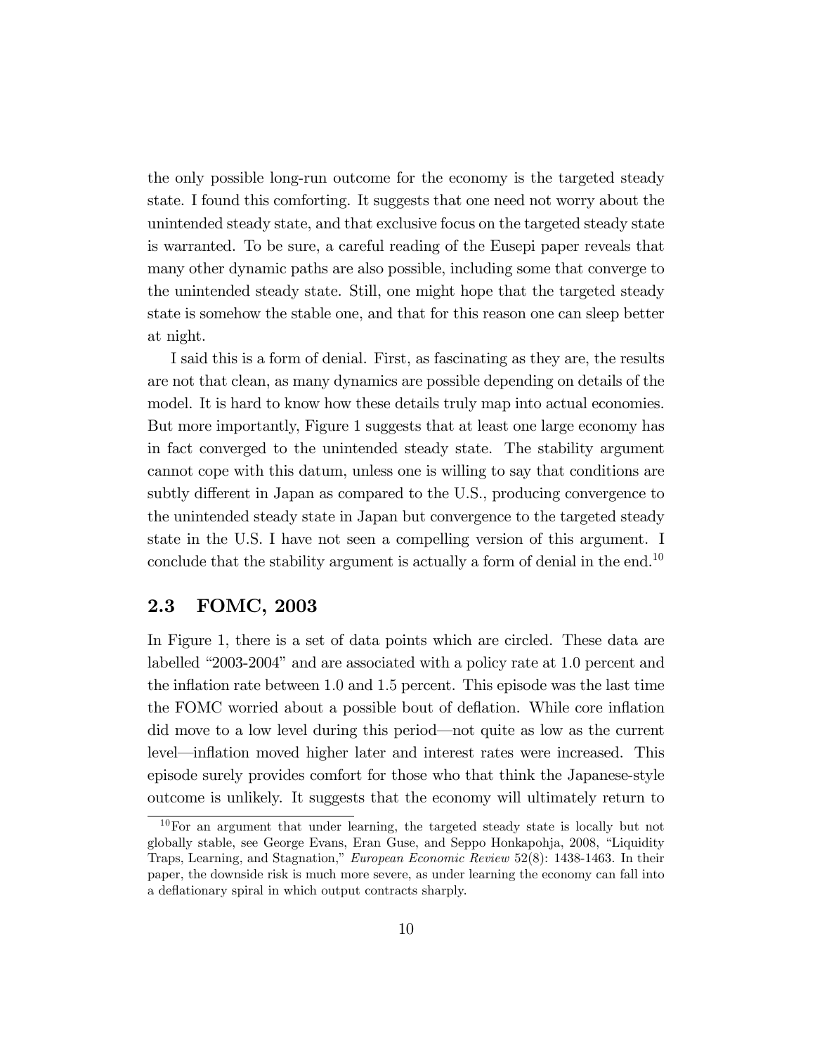the only possible long-run outcome for the economy is the targeted steady state. I found this comforting. It suggests that one need not worry about the unintended steady state, and that exclusive focus on the targeted steady state is warranted. To be sure, a careful reading of the Eusepi paper reveals that many other dynamic paths are also possible, including some that converge to the unintended steady state. Still, one might hope that the targeted steady state is somehow the stable one, and that for this reason one can sleep better at night.

I said this is a form of denial. First, as fascinating as they are, the results are not that clean, as many dynamics are possible depending on details of the model. It is hard to know how these details truly map into actual economies. But more importantly, Figure 1 suggests that at least one large economy has in fact converged to the unintended steady state. The stability argument cannot cope with this datum, unless one is willing to say that conditions are subtly different in Japan as compared to the U.S., producing convergence to the unintended steady state in Japan but convergence to the targeted steady state in the U.S. I have not seen a compelling version of this argument. I conclude that the stability argument is actually a form of denial in the end.[10]

## 2.3 FOMC, 2003

In Figure 1, there is a set of data points which are circled. These data are labelled "2003-2004" and are associated with a policy rate at 1.0 percent and the inflation rate between 1.0 and 1.5 percent. This episode was the last time the FOMC worried about a possible bout of deflation. While core inflation did move to a low level during this period—not quite as low as the current level—inflation moved higher later and interest rates were increased. This episode surely provides comfort for those who that think the Japanese-style outcome is unlikely. It suggests that the economy will ultimately return to

[10] For an argument that under learning, the targeted steady state is locally but not globally stable, see George Evans, Eran Guse, and Seppo Honkapohja, 2008, "Liquidity Traps, Learning, and Stagnation," *European Economic Review* 52(8): 1438-1463. In their paper, the downside risk is much more severe, as under learning the economy can fall into a deflationary spiral in which output contracts sharply.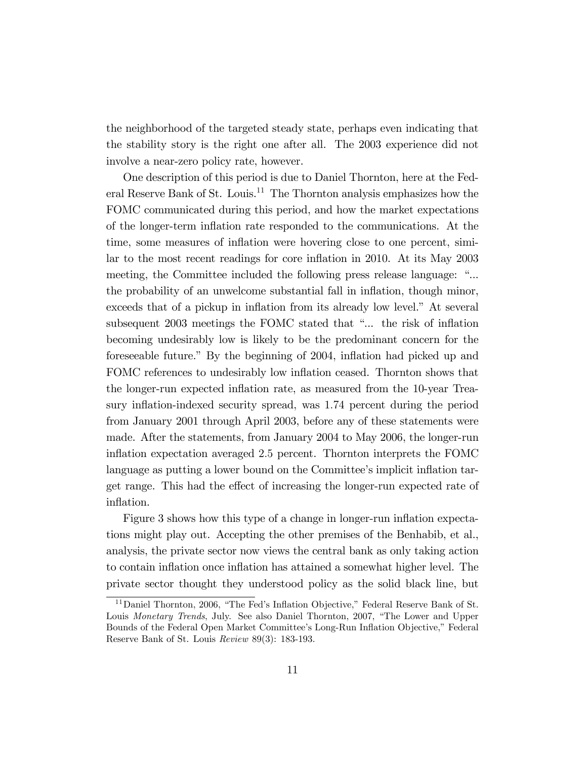the neighborhood of the targeted steady state, perhaps even indicating that the stability story is the right one after all. The 2003 experience did not involve a near-zero policy rate, however.

One description of this period is due to Daniel Thornton, here at the Federal Reserve Bank of St. Louis.[11] The Thornton analysis emphasizes how the FOMC communicated during this period, and how the market expectations of the longer-term inflation rate responded to the communications. At the time, some measures of inflation were hovering close to one percent, similar to the most recent readings for core inflation in 2010. At its May 2003 meeting, the Committee included the following press release language: "... the probability of an unwelcome substantial fall in inflation, though minor, exceeds that of a pickup in inflation from its already low level." At several subsequent 2003 meetings the FOMC stated that "... the risk of inflation becoming undesirably low is likely to be the predominant concern for the foreseeable future." By the beginning of 2004, inflation had picked up and FOMC references to undesirably low inflation ceased. Thornton shows that the longer-run expected inflation rate, as measured from the 10-year Treasury inflation-indexed security spread, was 1.74 percent during the period from January 2001 through April 2003, before any of these statements were made. After the statements, from January 2004 to May 2006, the longer-run inflation expectation averaged 2.5 percent. Thornton interprets the FOMC language as putting a lower bound on the Committee's implicit inflation target range. This had the effect of increasing the longer-run expected rate of inflation.

Figure 3 shows how this type of a change in longer-run inflation expectations might play out. Accepting the other premises of the Benhabib, et al., analysis, the private sector now views the central bank as only taking action to contain inflation once inflation has attained a somewhat higher level. The private sector thought they understood policy as the solid black line, but

[11] Daniel Thornton, 2006, "The Fed's Inflation Objective," Federal Reserve Bank of St. Louis *Monetary Trends*, July. See also Daniel Thornton, 2007, "The Lower and Upper Bounds of the Federal Open Market Committee's Long-Run Inflation Objective," Federal Reserve Bank of St. Louis *Review* 89(3): 183-193.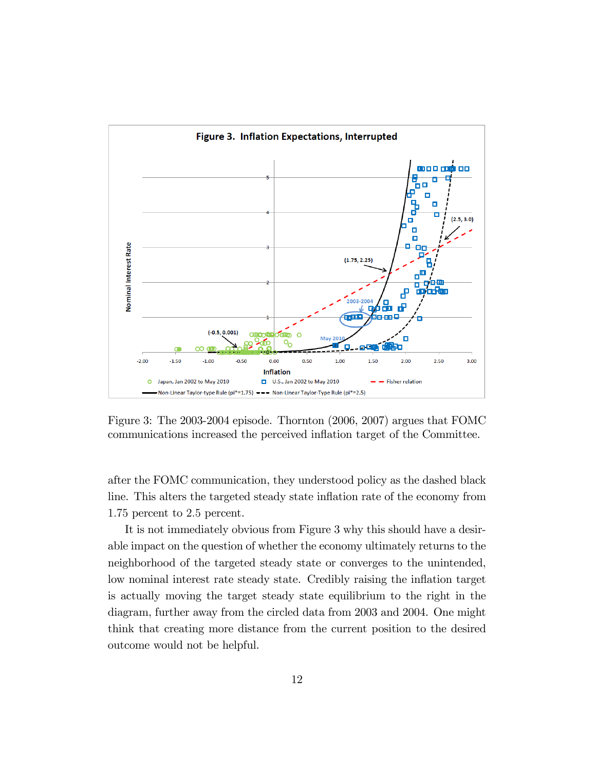Figure 3. Inflation Expectations, Interrupted

Nominal Interest Rate

Inflation

5
4
3
2
1
0

-2.00
-1.50
-1.00
-0.50
0.00
0.50
1.00
1.50
2.00
2.50
3.00

(2.5, 3.0)

(1.75, 2.25)

2003-2004

(-0.5, 0.001)

May 2010

Japan, Jan 2002 to May 2010

U.S., Jan 2002 to May 2010

Fisher relation

Non-Linear Taylor-type Rule (pi*=1.75)

Non-Linear Taylor-Type Rule (pi*=2.5)

Figure 3: The 2003-2004 episode. Thornton (2006, 2007) argues that FOMC communications increased the perceived inflation target of the Committee.

after the FOMC communication, they understood policy as the dashed black line. This alters the targeted steady state inflation rate of the economy from 1.75 percent to 2.5 percent.

It is not immediately obvious from Figure 3 why this should have a desirable impact on the question of whether the economy ultimately returns to the neighborhood of the targeted steady state or converges to the unintended, low nominal interest rate steady state. Credibly raising the inflation target is actually moving the target steady state equilibrium to the right in the diagram, further away from the circled data from 2003 and 2004. One might think that creating more distance from the current position to the desired outcome would not be helpful.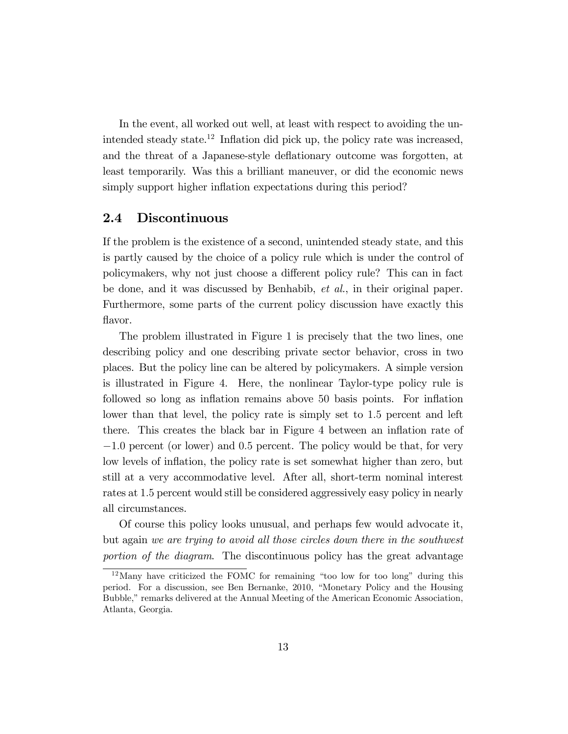In the event, all worked out well, at least with respect to avoiding the unintended steady state.[12] Inflation did pick up, the policy rate was increased, and the threat of a Japanese-style deflationary outcome was forgotten, at least temporarily. Was this a brilliant maneuver, or did the economic news simply support higher inflation expectations during this period?

## 2.4 Discontinuous

If the problem is the existence of a second, unintended steady state, and this is partly caused by the choice of a policy rule which is under the control of policymakers, why not just choose a different policy rule? This can in fact be done, and it was discussed by Benhabib, *et al.*, in their original paper. Furthermore, some parts of the current policy discussion have exactly this flavor.

The problem illustrated in Figure 1 is precisely that the two lines, one describing policy and one describing private sector behavior, cross in two places. But the policy line can be altered by policymakers. A simple version is illustrated in Figure 4. Here, the nonlinear Taylor-type policy rule is followed so long as inflation remains above 50 basis points. For inflation lower than that level, the policy rate is simply set to 1.5 percent and left there. This creates the black bar in Figure 4 between an inflation rate of $-1.0$ percent (or lower) and 0.5 percent. The policy would be that, for very low levels of inflation, the policy rate is set somewhat higher than zero, but still at a very accommodative level. After all, short-term nominal interest rates at 1.5 percent would still be considered aggressively easy policy in nearly all circumstances.

Of course this policy looks unusual, and perhaps few would advocate it, but again *we are trying to avoid all those circles down there in the southwest portion of the diagram*. The discontinuous policy has the great advantage

[12] Many have criticized the FOMC for remaining "too low for too long" during this period. For a discussion, see Ben Bernanke, 2010, "Monetary Policy and the Housing Bubble," remarks delivered at the Annual Meeting of the American Economic Association, Atlanta, Georgia.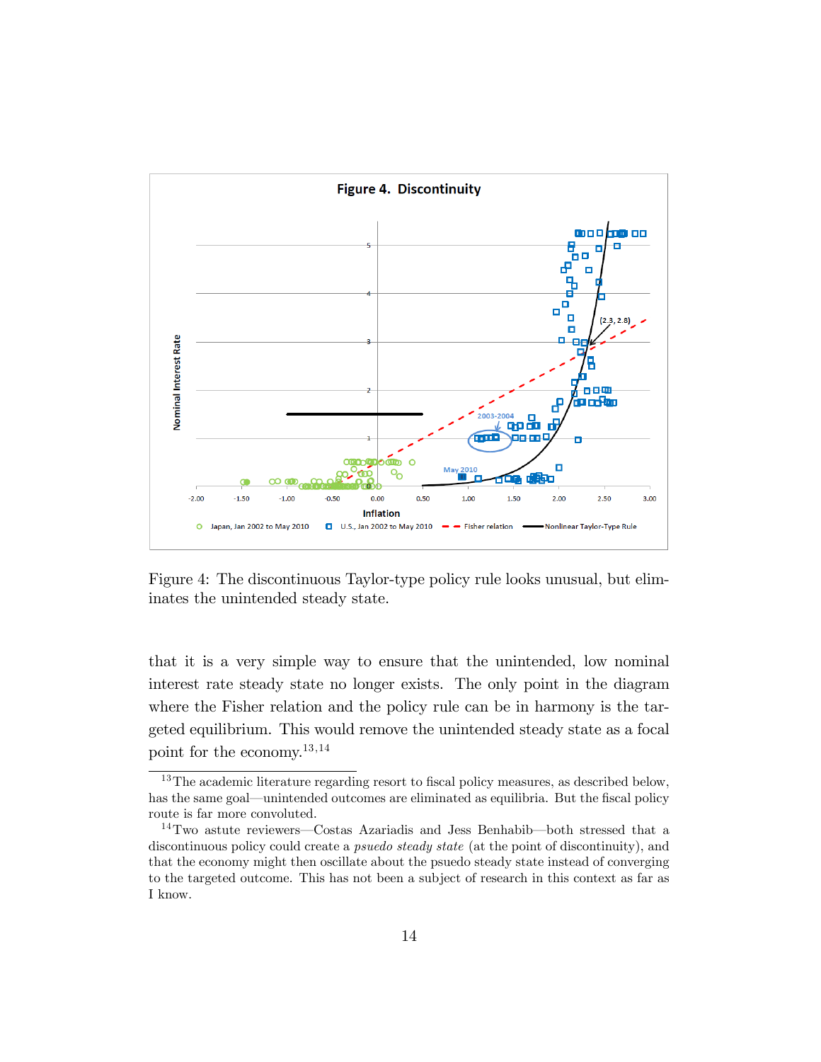Figure 4. Discontinuity

Nominal Interest Rate

5
4
3
2
1
0

-2.00 -1.50 -1.00 -0.50 0.00 0.50 1.00 1.50 2.00 2.50 3.00

Inflation

(2.3, 2.8)

2003-2004

May 2010

Japan, Jan 2002 to May 2010 U.S., Jan 2002 to May 2010 Fisher relation Nonlinear Taylor-Type Rule

Figure 4: The discontinuous Taylor-type policy rule looks unusual, but eliminates the unintended steady state.

that it is a very simple way to ensure that the unintended, low nominal interest rate steady state no longer exists. The only point in the diagram where the Fisher relation and the policy rule can be in harmony is the targeted equilibrium. This would remove the unintended steady state as a focal point for the economy.[13,14]

---

[13] The academic literature regarding resort to fiscal policy measures, as described below, has the same goal—unintended outcomes are eliminated as equilibria. But the fiscal policy route is far more convoluted.

[14] Two astute reviewers—Costas Azariadis and Jess Benhabib—both stressed that a discontinuous policy could create a *psuedo steady state* (at the point of discontinuity), and that the economy might then oscillate about the psuedo steady state instead of converging to the targeted outcome. This has not been a subject of research in this context as far as I know.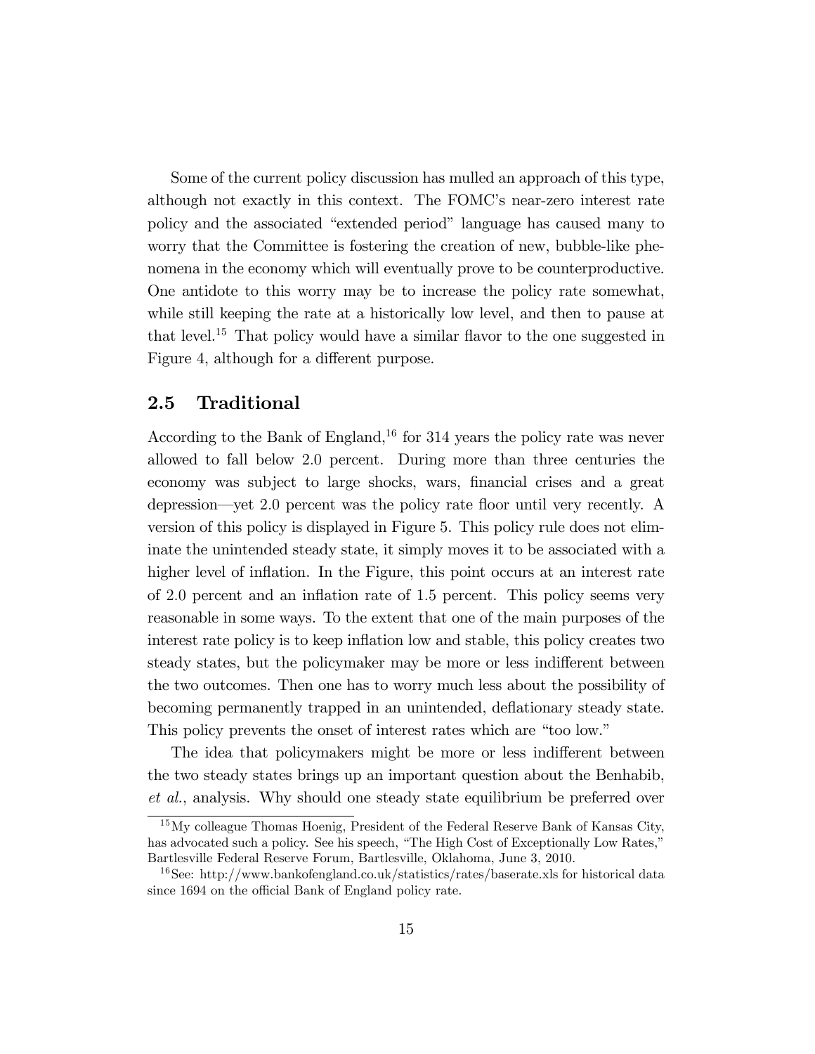Some of the current policy discussion has mulled an approach of this type, although not exactly in this context. The FOMC's near-zero interest rate policy and the associated "extended period" language has caused many to worry that the Committee is fostering the creation of new, bubble-like phenomena in the economy which will eventually prove to be counterproductive. One antidote to this worry may be to increase the policy rate somewhat, while still keeping the rate at a historically low level, and then to pause at that level.[15] That policy would have a similar flavor to the one suggested in Figure 4, although for a different purpose.

## 2.5 Traditional

According to the Bank of England,[16] for 314 years the policy rate was never allowed to fall below 2.0 percent. During more than three centuries the economy was subject to large shocks, wars, financial crises and a great depression—yet 2.0 percent was the policy rate floor until very recently. A version of this policy is displayed in Figure 5. This policy rule does not eliminate the unintended steady state, it simply moves it to be associated with a higher level of inflation. In the Figure, this point occurs at an interest rate of 2.0 percent and an inflation rate of 1.5 percent. This policy seems very reasonable in some ways. To the extent that one of the main purposes of the interest rate policy is to keep inflation low and stable, this policy creates two steady states, but the policymaker may be more or less indifferent between the two outcomes. Then one has to worry much less about the possibility of becoming permanently trapped in an unintended, deflationary steady state. This policy prevents the onset of interest rates which are "too low."

The idea that policymakers might be more or less indifferent between the two steady states brings up an important question about the Benhabib, *et al.*, analysis. Why should one steady state equilibrium be preferred over

---

[15] My colleague Thomas Hoenig, President of the Federal Reserve Bank of Kansas City, has advocated such a policy. See his speech, "The High Cost of Exceptionally Low Rates," Bartlesville Federal Reserve Forum, Bartlesville, Oklahoma, June 3, 2010.

[16] See: http://www.bankofengland.co.uk/statistics/rates/baserate.xls for historical data since 1694 on the official Bank of England policy rate.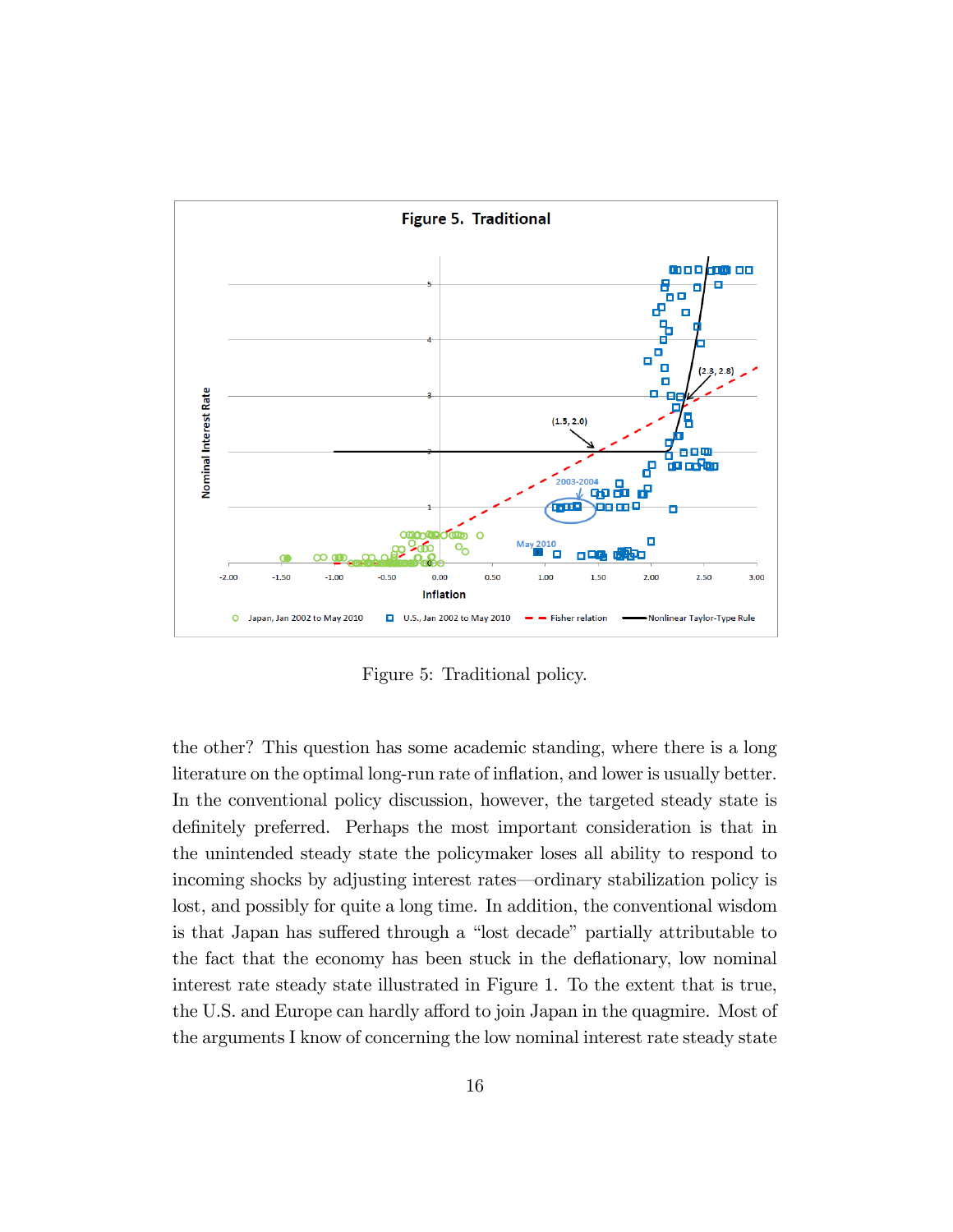Figure 5. Traditional

Nominal Interest Rate

Inflation

(2.3, 2.8)

(1.5, 2.0)

2003-2004

May 2010

-2.00 -1.50 -1.00 -0.50 0.00 0.50 1.00 1.50 2.00 2.50 3.00

0 1 2 3 4 5

Japan, Jan 2002 to May 2010

U.S., Jan 2002 to May 2010

Fisher relation

Nonlinear Taylor-Type Rule

Figure 5: Traditional policy.

the other? This question has some academic standing, where there is a long literature on the optimal long-run rate of inflation, and lower is usually better. In the conventional policy discussion, however, the targeted steady state is definitely preferred. Perhaps the most important consideration is that in the unintended steady state the policymaker loses all ability to respond to incoming shocks by adjusting interest rates—ordinary stabilization policy is lost, and possibly for quite a long time. In addition, the conventional wisdom is that Japan has suffered through a "lost decade" partially attributable to the fact that the economy has been stuck in the deflationary, low nominal interest rate steady state illustrated in Figure 1. To the extent that is true, the U.S. and Europe can hardly afford to join Japan in the quagmire. Most of the arguments I know of concerning the low nominal interest rate steady state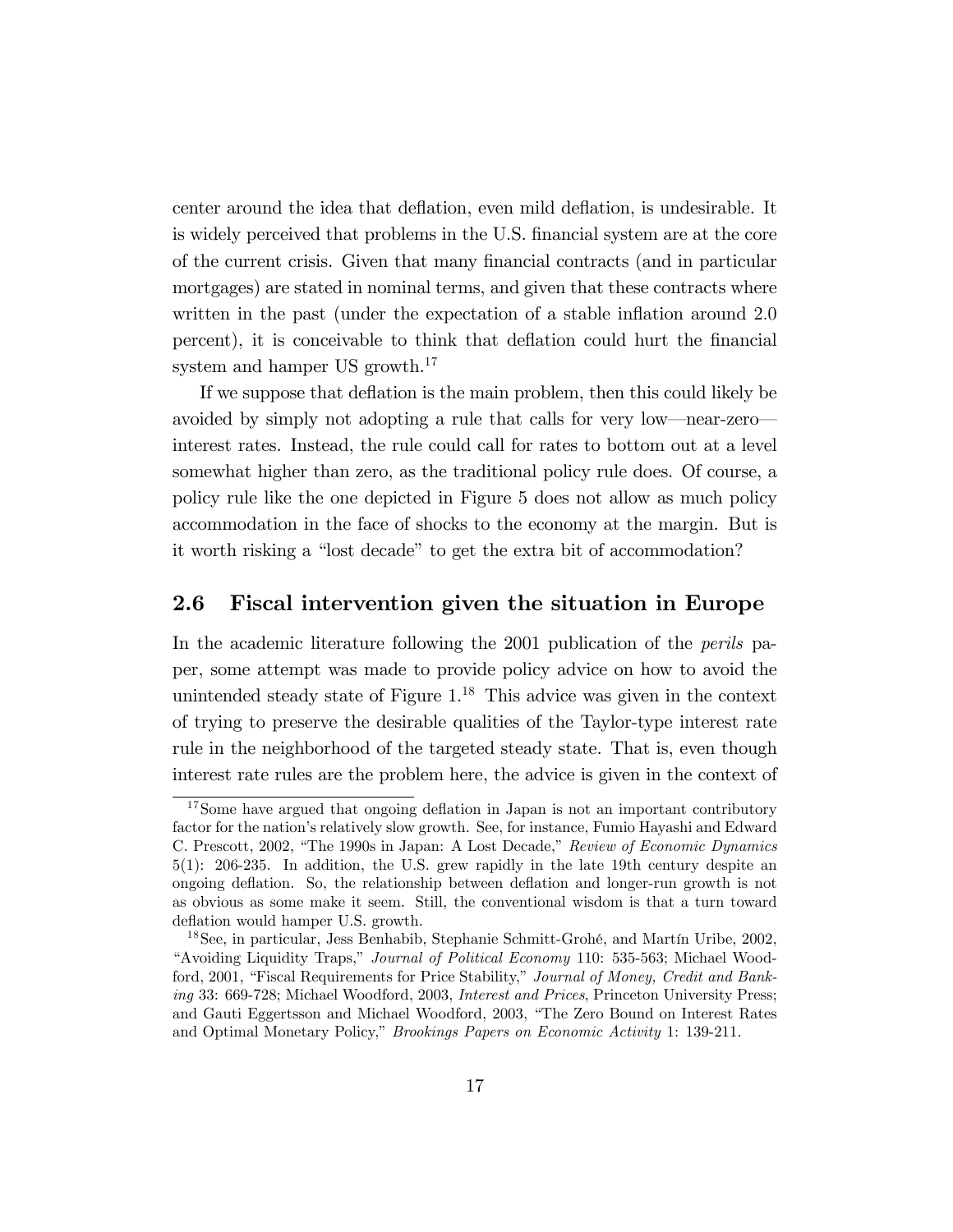center around the idea that deflation, even mild deflation, is undesirable. It is widely perceived that problems in the U.S. financial system are at the core of the current crisis. Given that many financial contracts (and in particular mortgages) are stated in nominal terms, and given that these contracts where written in the past (under the expectation of a stable inflation around 2.0 percent), it is conceivable to think that deflation could hurt the financial system and hamper US growth.[17]

If we suppose that deflation is the main problem, then this could likely be avoided by simply not adopting a rule that calls for very low—near-zero—interest rates. Instead, the rule could call for rates to bottom out at a level somewhat higher than zero, as the traditional policy rule does. Of course, a policy rule like the one depicted in Figure 5 does not allow as much policy accommodation in the face of shocks to the economy at the margin. But is it worth risking a "lost decade" to get the extra bit of accommodation?

## 2.6 Fiscal intervention given the situation in Europe

In the academic literature following the 2001 publication of the *perils* paper, some attempt was made to provide policy advice on how to avoid the unintended steady state of Figure 1.[18] This advice was given in the context of trying to preserve the desirable qualities of the Taylor-type interest rate rule in the neighborhood of the targeted steady state. That is, even though interest rate rules are the problem here, the advice is given in the context of

[17] Some have argued that ongoing deflation in Japan is not an important contributory factor for the nation's relatively slow growth. See, for instance, Fumio Hayashi and Edward C. Prescott, 2002, "The 1990s in Japan: A Lost Decade," *Review of Economic Dynamics* 5(1): 206-235. In addition, the U.S. grew rapidly in the late 19th century despite an ongoing deflation. So, the relationship between deflation and longer-run growth is not as obvious as some make it seem. Still, the conventional wisdom is that a turn toward deflation would hamper U.S. growth.

[18] See, in particular, Jess Benhabib, Stephanie Schmitt-Grohé, and Martín Uribe, 2002, "Avoiding Liquidity Traps," *Journal of Political Economy* 110: 535-563; Michael Woodford, 2001, "Fiscal Requirements for Price Stability," *Journal of Money, Credit and Banking* 33: 669-728; Michael Woodford, 2003, *Interest and Prices*, Princeton University Press; and Gauti Eggertsson and Michael Woodford, 2003, "The Zero Bound on Interest Rates and Optimal Monetary Policy," *Brookings Papers on Economic Activity* 1: 139-211.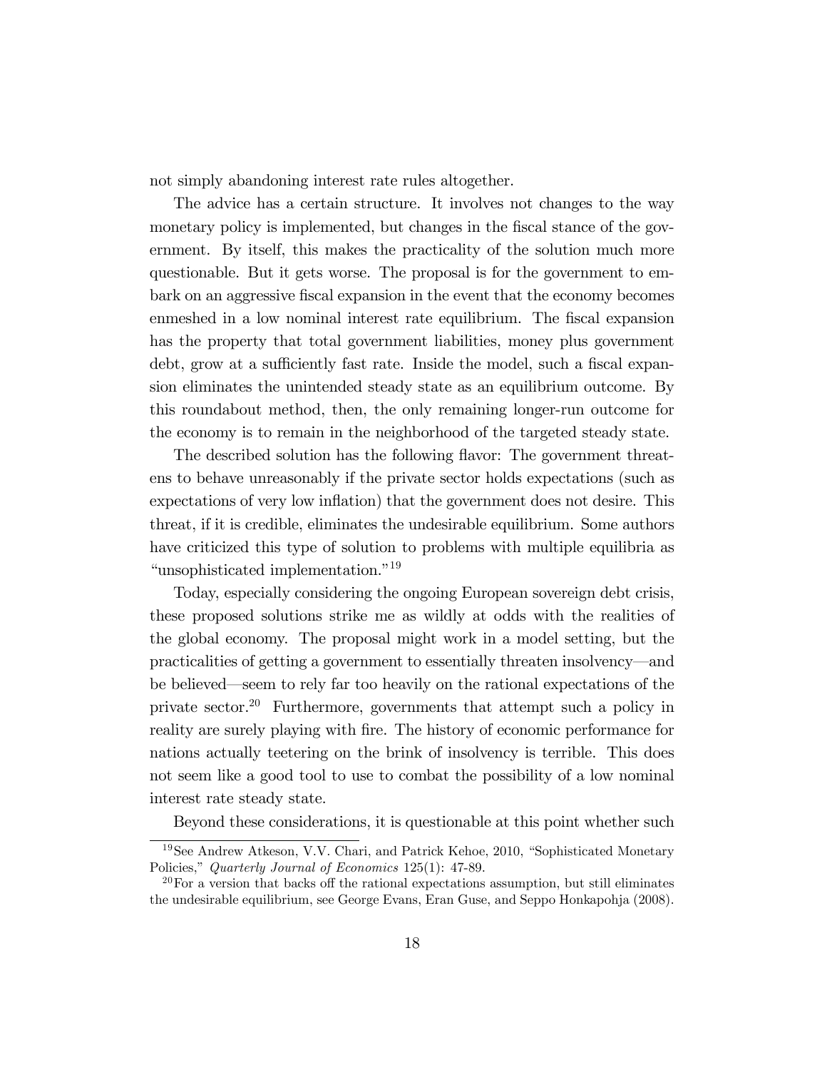not simply abandoning interest rate rules altogether.

The advice has a certain structure. It involves not changes to the way monetary policy is implemented, but changes in the fiscal stance of the government. By itself, this makes the practicality of the solution much more questionable. But it gets worse. The proposal is for the government to embark on an aggressive fiscal expansion in the event that the economy becomes enmeshed in a low nominal interest rate equilibrium. The fiscal expansion has the property that total government liabilities, money plus government debt, grow at a sufficiently fast rate. Inside the model, such a fiscal expansion eliminates the unintended steady state as an equilibrium outcome. By this roundabout method, then, the only remaining longer-run outcome for the economy is to remain in the neighborhood of the targeted steady state.

The described solution has the following flavor: The government threatens to behave unreasonably if the private sector holds expectations (such as expectations of very low inflation) that the government does not desire. This threat, if it is credible, eliminates the undesirable equilibrium. Some authors have criticized this type of solution to problems with multiple equilibria as "unsophisticated implementation."[19]

Today, especially considering the ongoing European sovereign debt crisis, these proposed solutions strike me as wildly at odds with the realities of the global economy. The proposal might work in a model setting, but the practicalities of getting a government to essentially threaten insolvency—and be believed—seem to rely far too heavily on the rational expectations of the private sector.[20] Furthermore, governments that attempt such a policy in reality are surely playing with fire. The history of economic performance for nations actually teetering on the brink of insolvency is terrible. This does not seem like a good tool to use to combat the possibility of a low nominal interest rate steady state.

Beyond these considerations, it is questionable at this point whether such

[19] See Andrew Atkeson, V.V. Chari, and Patrick Kehoe, 2010, "Sophisticated Monetary Policies," *Quarterly Journal of Economics* 125(1): 47-89.

[20] For a version that backs off the rational expectations assumption, but still eliminates the undesirable equilibrium, see George Evans, Eran Guse, and Seppo Honkapohja (2008).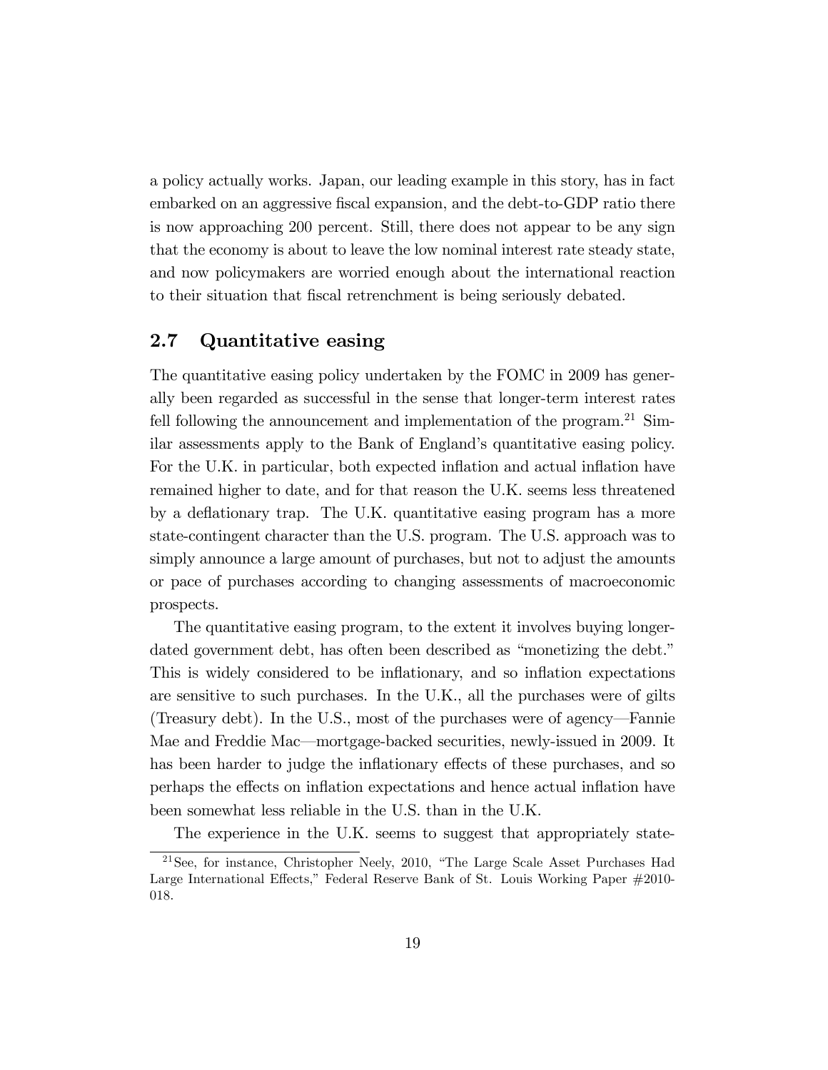a policy actually works. Japan, our leading example in this story, has in fact embarked on an aggressive fiscal expansion, and the debt-to-GDP ratio there is now approaching 200 percent. Still, there does not appear to be any sign that the economy is about to leave the low nominal interest rate steady state, and now policymakers are worried enough about the international reaction to their situation that fiscal retrenchment is being seriously debated.

## 2.7 Quantitative easing

The quantitative easing policy undertaken by the FOMC in 2009 has generally been regarded as successful in the sense that longer-term interest rates fell following the announcement and implementation of the program.[21] Similar assessments apply to the Bank of England's quantitative easing policy. For the U.K. in particular, both expected inflation and actual inflation have remained higher to date, and for that reason the U.K. seems less threatened by a deflationary trap. The U.K. quantitative easing program has a more state-contingent character than the U.S. program. The U.S. approach was to simply announce a large amount of purchases, but not to adjust the amounts or pace of purchases according to changing assessments of macroeconomic prospects.

The quantitative easing program, to the extent it involves buying longer-dated government debt, has often been described as "monetizing the debt." This is widely considered to be inflationary, and so inflation expectations are sensitive to such purchases. In the U.K., all the purchases were of gilts (Treasury debt). In the U.S., most of the purchases were of agency—Fannie Mae and Freddie Mac—mortgage-backed securities, newly-issued in 2009. It has been harder to judge the inflationary effects of these purchases, and so perhaps the effects on inflation expectations and hence actual inflation have been somewhat less reliable in the U.S. than in the U.K.

The experience in the U.K. seems to suggest that appropriately state-

[21] See, for instance, Christopher Neely, 2010, "The Large Scale Asset Purchases Had Large International Effects," Federal Reserve Bank of St. Louis Working Paper #2010-018.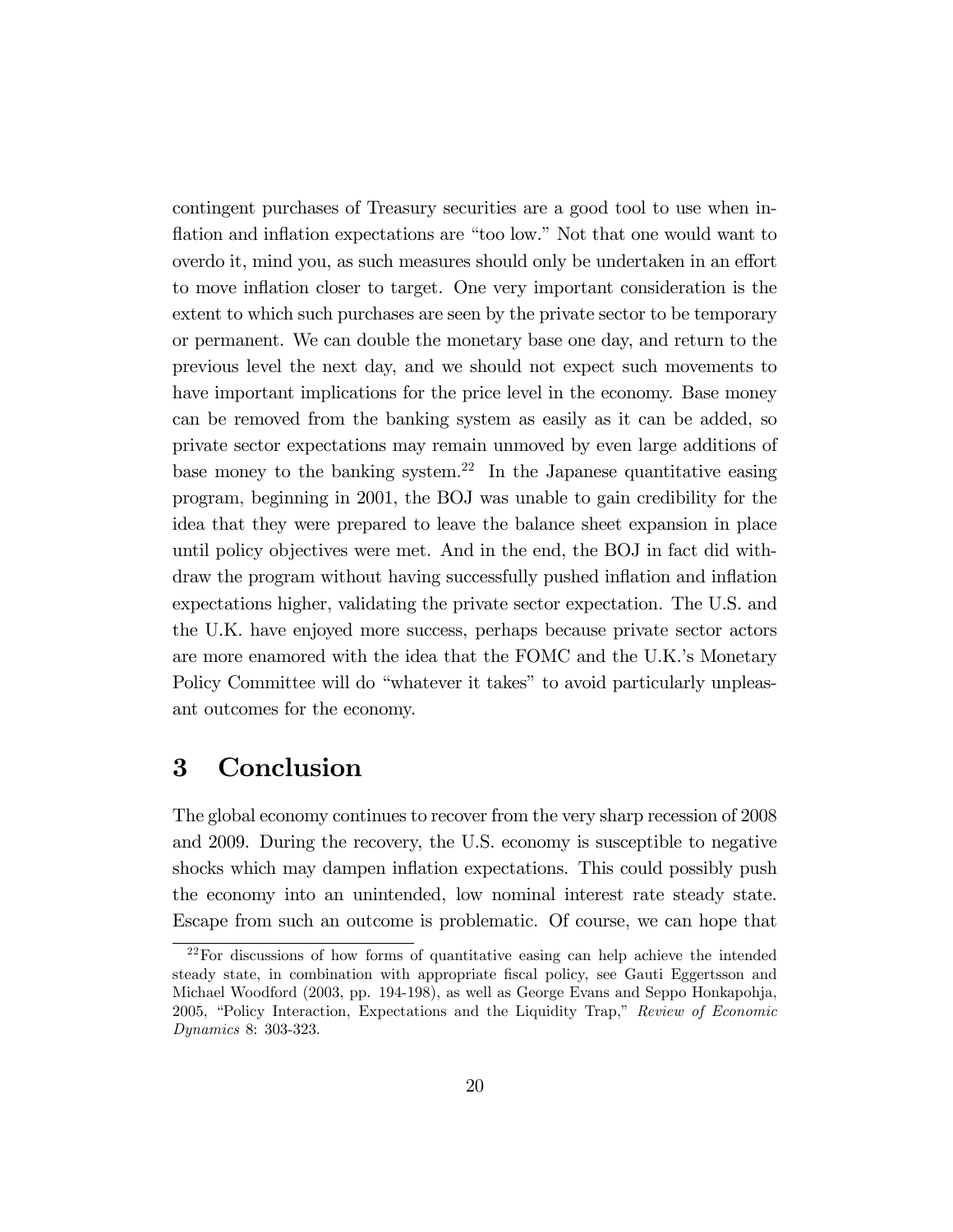contingent purchases of Treasury securities are a good tool to use when inflation and inflation expectations are "too low." Not that one would want to overdo it, mind you, as such measures should only be undertaken in an effort to move inflation closer to target. One very important consideration is the extent to which such purchases are seen by the private sector to be temporary or permanent. We can double the monetary base one day, and return to the previous level the next day, and we should not expect such movements to have important implications for the price level in the economy. Base money can be removed from the banking system as easily as it can be added, so private sector expectations may remain unmoved by even large additions of base money to the banking system.[22] In the Japanese quantitative easing program, beginning in 2001, the BOJ was unable to gain credibility for the idea that they were prepared to leave the balance sheet expansion in place until policy objectives were met. And in the end, the BOJ in fact did withdraw the program without having successfully pushed inflation and inflation expectations higher, validating the private sector expectation. The U.S. and the U.K. have enjoyed more success, perhaps because private sector actors are more enamored with the idea that the FOMC and the U.K.'s Monetary Policy Committee will do "whatever it takes" to avoid particularly unpleasant outcomes for the economy.

## 3 Conclusion

The global economy continues to recover from the very sharp recession of 2008 and 2009. During the recovery, the U.S. economy is susceptible to negative shocks which may dampen inflation expectations. This could possibly push the economy into an unintended, low nominal interest rate steady state. Escape from such an outcome is problematic. Of course, we can hope that

[22] For discussions of how forms of quantitative easing can help achieve the intended steady state, in combination with appropriate fiscal policy, see Gauti Eggertsson and Michael Woodford (2003, pp. 194-198), as well as George Evans and Seppo Honkapohja, 2005, "Policy Interaction, Expectations and the Liquidity Trap," *Review of Economic Dynamics* 8: 303-323.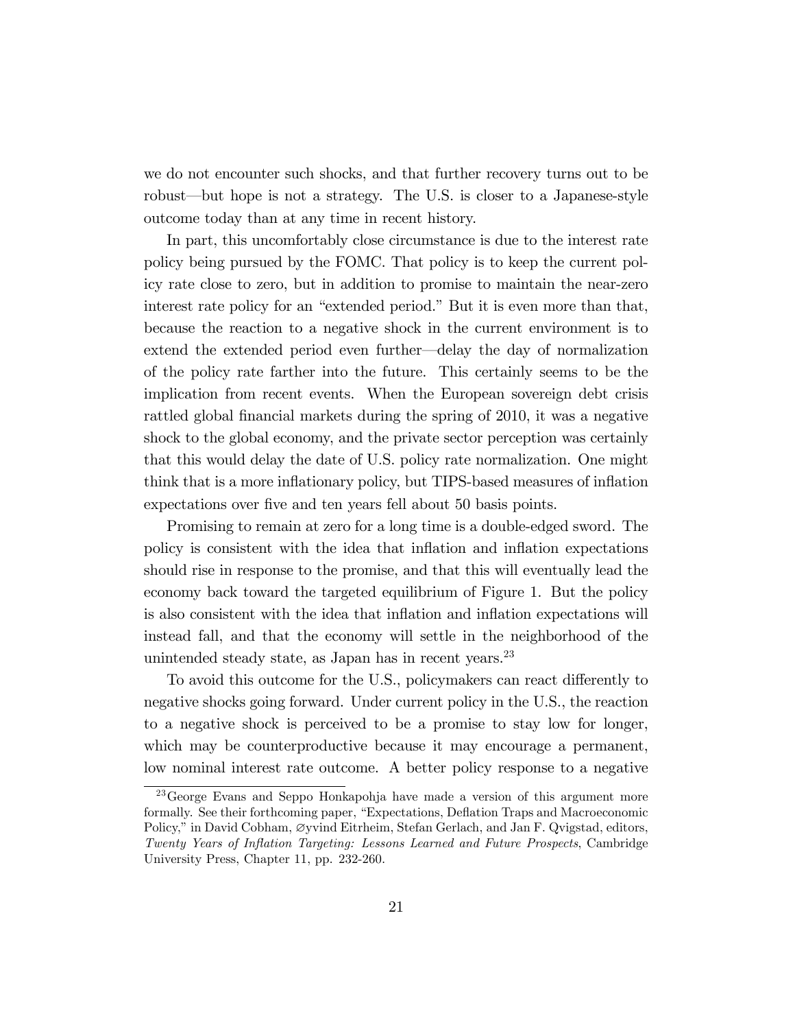we do not encounter such shocks, and that further recovery turns out to be robust—but hope is not a strategy. The U.S. is closer to a Japanese-style outcome today than at any time in recent history.

In part, this uncomfortably close circumstance is due to the interest rate policy being pursued by the FOMC. That policy is to keep the current policy rate close to zero, but in addition to promise to maintain the near-zero interest rate policy for an "extended period." But it is even more than that, because the reaction to a negative shock in the current environment is to extend the extended period even further—delay the day of normalization of the policy rate farther into the future. This certainly seems to be the implication from recent events. When the European sovereign debt crisis rattled global financial markets during the spring of 2010, it was a negative shock to the global economy, and the private sector perception was certainly that this would delay the date of U.S. policy rate normalization. One might think that is a more inflationary policy, but TIPS-based measures of inflation expectations over five and ten years fell about 50 basis points.

Promising to remain at zero for a long time is a double-edged sword. The policy is consistent with the idea that inflation and inflation expectations should rise in response to the promise, and that this will eventually lead the economy back toward the targeted equilibrium of Figure 1. But the policy is also consistent with the idea that inflation and inflation expectations will instead fall, and that the economy will settle in the neighborhood of the unintended steady state, as Japan has in recent years.[23]

To avoid this outcome for the U.S., policymakers can react differently to negative shocks going forward. Under current policy in the U.S., the reaction to a negative shock is perceived to be a promise to stay low for longer, which may be counterproductive because it may encourage a permanent, low nominal interest rate outcome. A better policy response to a negative

[23] George Evans and Seppo Honkapohja have made a version of this argument more formally. See their forthcoming paper, "Expectations, Deflation Traps and Macroeconomic Policy," in David Cobham, Øyvind Eitrheim, Stefan Gerlach, and Jan F. Qvigstad, editors, *Twenty Years of Inflation Targeting: Lessons Learned and Future Prospects*, Cambridge University Press, Chapter 11, pp. 232-260.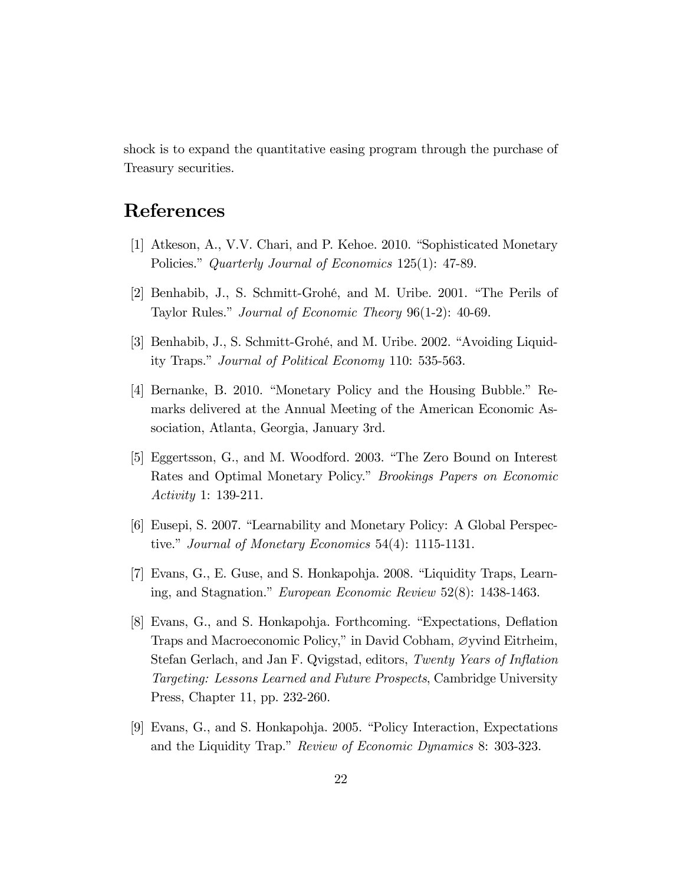shock is to expand the quantitative easing program through the purchase of Treasury securities.

# References

[1] Atkeson, A., V.V. Chari, and P. Kehoe. 2010. "Sophisticated Monetary Policies." *Quarterly Journal of Economics* 125(1): 47-89.

[2] Benhabib, J., S. Schmitt-Grohé, and M. Uribe. 2001. "The Perils of Taylor Rules." *Journal of Economic Theory* 96(1-2): 40-69.

[3] Benhabib, J., S. Schmitt-Grohé, and M. Uribe. 2002. "Avoiding Liquidity Traps." *Journal of Political Economy* 110: 535-563.

[4] Bernanke, B. 2010. "Monetary Policy and the Housing Bubble." Remarks delivered at the Annual Meeting of the American Economic Association, Atlanta, Georgia, January 3rd.

[5] Eggertsson, G., and M. Woodford. 2003. "The Zero Bound on Interest Rates and Optimal Monetary Policy." *Brookings Papers on Economic Activity* 1: 139-211.

[6] Eusepi, S. 2007. "Learnability and Monetary Policy: A Global Perspective." *Journal of Monetary Economics* 54(4): 1115-1131.

[7] Evans, G., E. Guse, and S. Honkapohja. 2008. "Liquidity Traps, Learning, and Stagnation." *European Economic Review* 52(8): 1438-1463.

[8] Evans, G., and S. Honkapohja. Forthcoming. "Expectations, Deflation Traps and Macroeconomic Policy," in David Cobham, ∅yvind Eitrheim, Stefan Gerlach, and Jan F. Qvigstad, editors, *Twenty Years of Inflation Targeting: Lessons Learned and Future Prospects*, Cambridge University Press, Chapter 11, pp. 232-260.

[9] Evans, G., and S. Honkapohja. 2005. "Policy Interaction, Expectations and the Liquidity Trap." *Review of Economic Dynamics* 8: 303-323.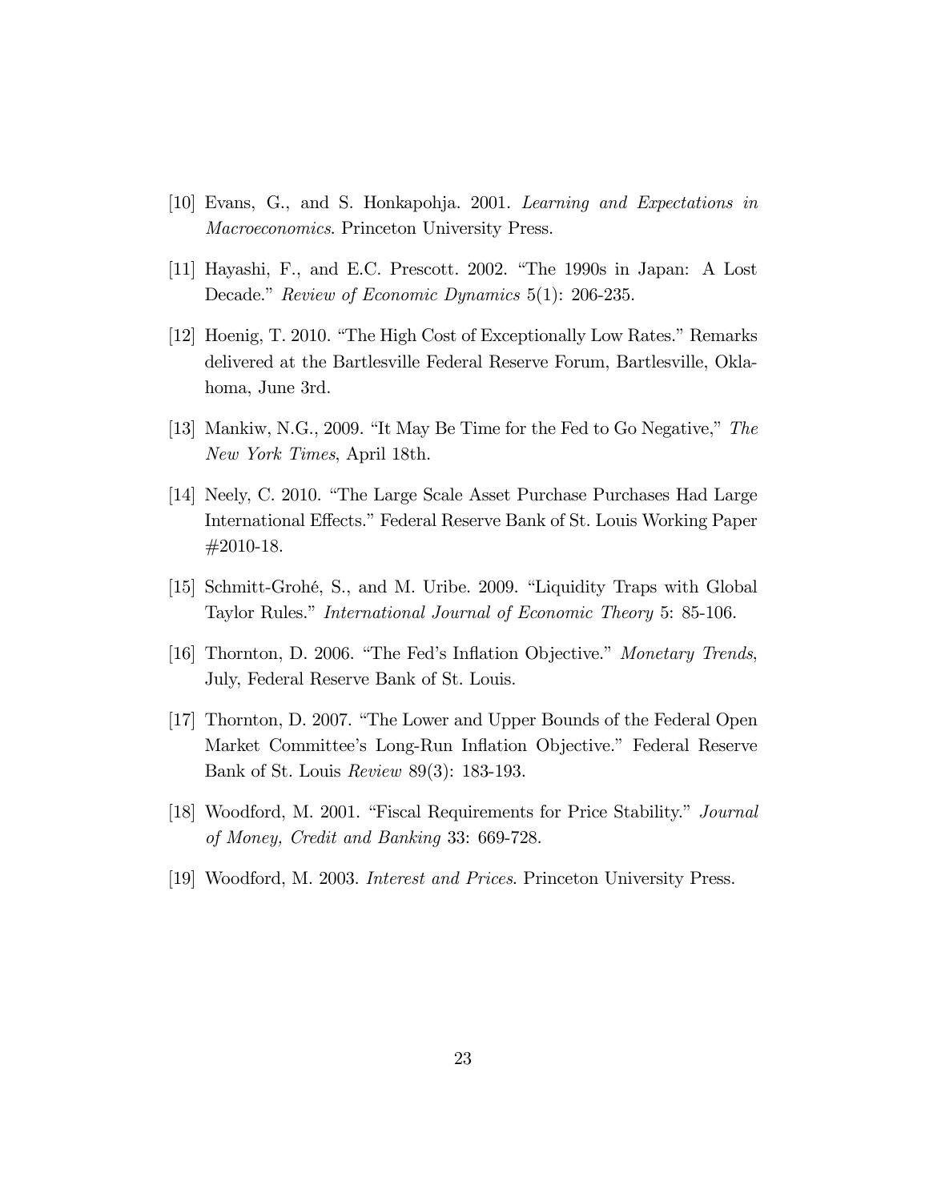[10] Evans, G., and S. Honkapohja. 2001. *Learning and Expectations in Macroeconomics*. Princeton University Press.

[11] Hayashi, F., and E.C. Prescott. 2002. "The 1990s in Japan: A Lost Decade." *Review of Economic Dynamics* 5(1): 206-235.

[12] Hoenig, T. 2010. "The High Cost of Exceptionally Low Rates." Remarks delivered at the Bartlesville Federal Reserve Forum, Bartlesville, Oklahoma, June 3rd.

[13] Mankiw, N.G., 2009. "It May Be Time for the Fed to Go Negative," *The New York Times*, April 18th.

[14] Neely, C. 2010. "The Large Scale Asset Purchase Purchases Had Large International Effects." Federal Reserve Bank of St. Louis Working Paper #2010-18.

[15] Schmitt-Grohé, S., and M. Uribe. 2009. "Liquidity Traps with Global Taylor Rules." *International Journal of Economic Theory* 5: 85-106.

[16] Thornton, D. 2006. "The Fed's Inflation Objective." *Monetary Trends*, July, Federal Reserve Bank of St. Louis.

[17] Thornton, D. 2007. "The Lower and Upper Bounds of the Federal Open Market Committee's Long-Run Inflation Objective." Federal Reserve Bank of St. Louis *Review* 89(3): 183-193.

[18] Woodford, M. 2001. "Fiscal Requirements for Price Stability." *Journal of Money, Credit and Banking* 33: 669-728.

[19] Woodford, M. 2003. *Interest and Prices*. Princeton University Press.